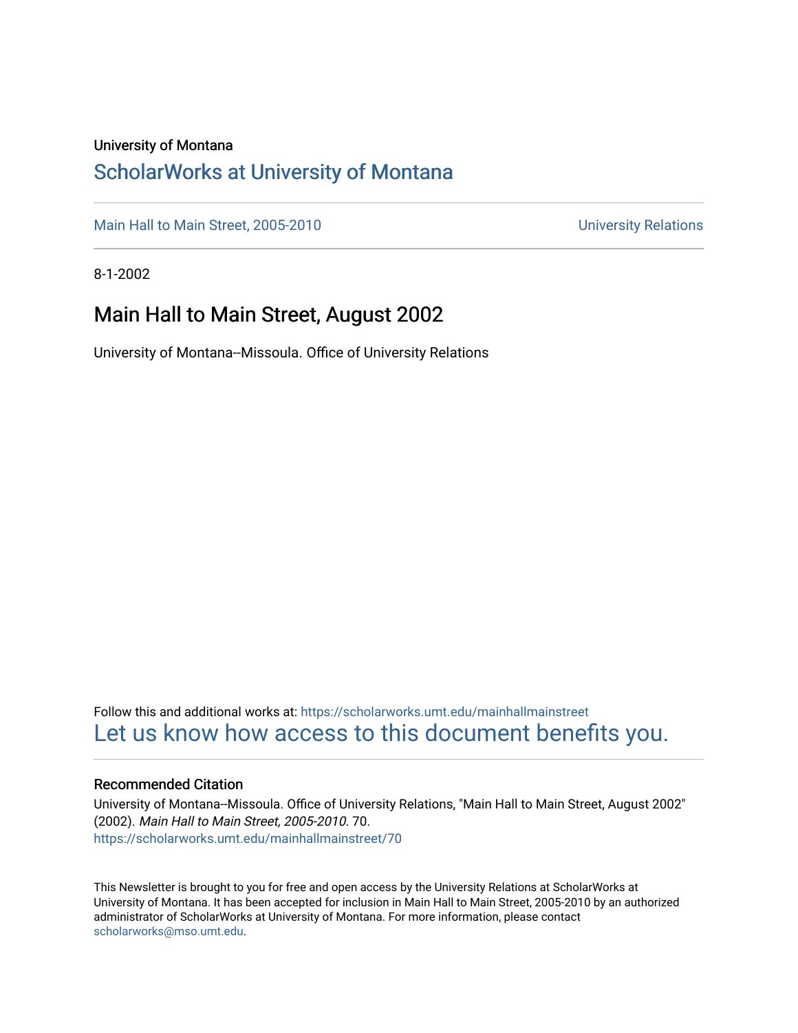University of Montana

# ScholarWorks at University of Montana

Main Hall to Main Street, 2005-2010 | University Relations

8-1-2002

## Main Hall to Main Street, August 2002

University of Montana--Missoula. Office of University Relations

Follow this and additional works at: https://scholarworks.umt.edu/mainhallmainstreet

Let us know how access to this document benefits you.

### Recommended Citation

University of Montana--Missoula. Office of University Relations, "Main Hall to Main Street, August 2002" (2002). *Main Hall to Main Street, 2005-2010*. 70.
https://scholarworks.umt.edu/mainhallmainstreet/70

This Newsletter is brought to you for free and open access by the University Relations at ScholarWorks at University of Montana. It has been accepted for inclusion in Main Hall to Main Street, 2005-2010 by an authorized administrator of ScholarWorks at University of Montana. For more information, please contact scholarworks@mso.umt.edu.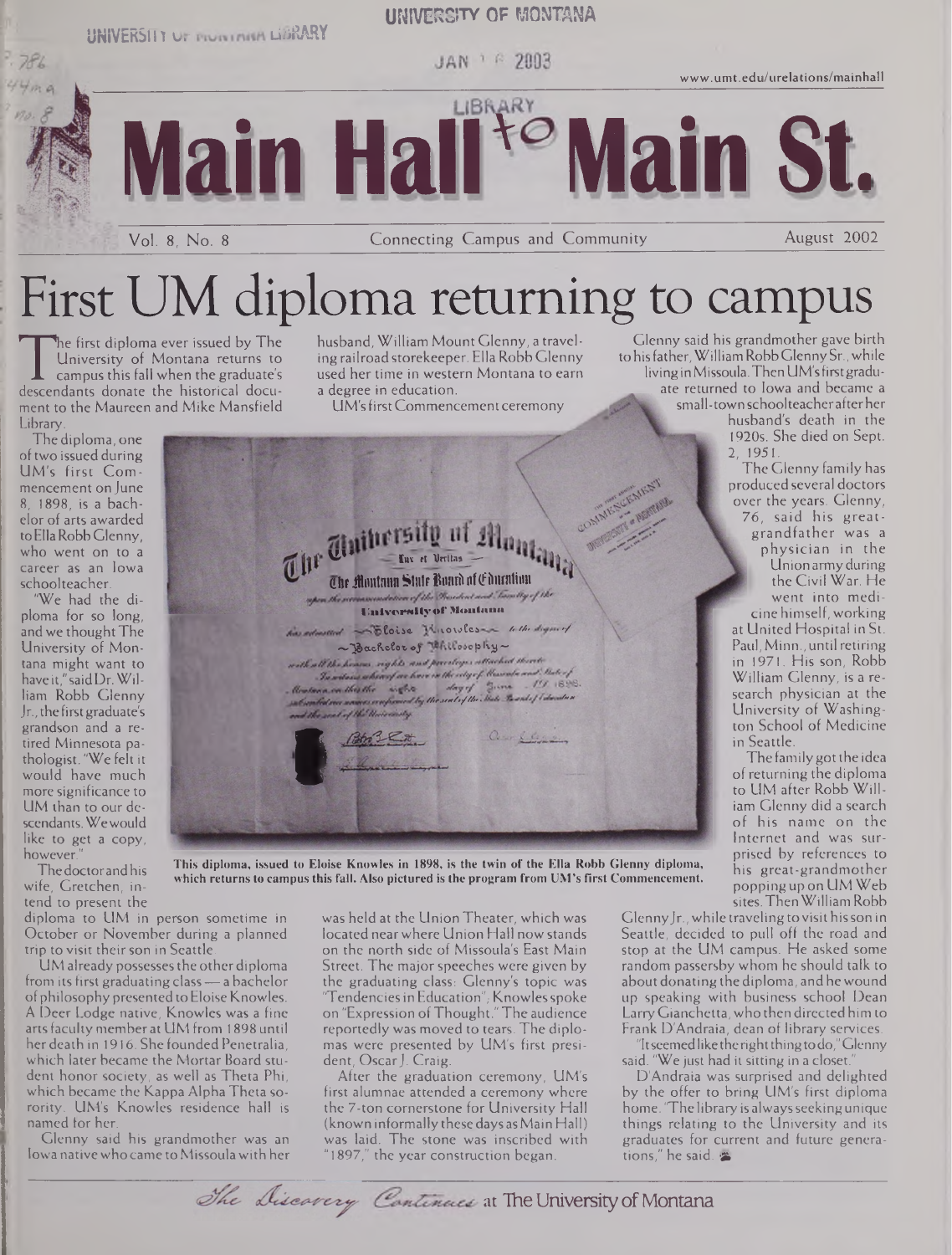# Main Hall to Main St.

Vol. 8, No. 8 — Connecting Campus and Community — August 2002

www.umt.edu/urelations/mainhall

# First UM diploma returning to campus

The first diploma ever issued by The University of Montana returns to campus this fall when the graduate's descendants donate the historical document to the Maureen and Mike Mansfield Library.

The diploma, one of two issued during UM's first Commencement on June 8, 1898, is a bachelor of arts awarded to Ella Robb Glenny, who went on to a career as an Iowa schoolteacher.

"We had the diploma for so long, and we thought The University of Montana might want to have it," said Dr. William Robb Glenny Jr., the first graduate's grandson and a retired Minnesota pathologist. "We felt it would have much more significance to UM than to our descendants. We would like to get a copy, however."

The doctor and his wife, Gretchen, intend to present the diploma to UM in person sometime in October or November during a planned trip to visit their son in Seattle.

UM already possesses the other diploma from its first graduating class — a bachelor of philosophy presented to Eloise Knowles. A Deer Lodge native, Knowles was a fine arts faculty member at UM from 1898 until her death in 1916. She founded Penetralia, which later became the Mortar Board student honor society, as well as Theta Phi, which became the Kappa Alpha Theta sorority. UM's Knowles residence hall is named for her.

Glenny said his grandmother was an Iowa native who came to Missoula with her husband, William Mount Glenny, a traveling railroad storekeeper. Ella Robb Glenny used her time in western Montana to earn a degree in education.

UM's first Commencement ceremony was held at the Union Theater, which was located near where Union Hall now stands on the north side of Missoula's East Main Street. The major speeches were given by the graduating class: Glenny's topic was "Tendencies in Education"; Knowles spoke on "Expression of Thought." The audience reportedly was moved to tears. The diplomas were presented by UM's first president, Oscar J. Craig.

After the graduation ceremony, UM's first alumnae attended a ceremony where the 7-ton cornerstone for University Hall (known informally these days as Main Hall) was laid. The stone was inscribed with "1897," the year construction began.

This diploma, issued to Eloise Knowles in 1898, is the twin of the Ella Robb Glenny diploma, which returns to campus this fall. Also pictured is the program from UM's first Commencement.

Glenny said his grandmother gave birth to his father, William Robb Glenny Sr., while living in Missoula. Then UM's first graduate returned to Iowa and became a small-town schoolteacher after her husband's death in the 1920s. She died on Sept. 2, 1951.

The Glenny family has produced several doctors over the years. Glenny, 76, said his great-grandfather was a physician in the Union army during the Civil War. He went into medicine himself, working at United Hospital in St. Paul, Minn., until retiring in 1971. His son, Robb William Glenny, is a research physician at the University of Washington School of Medicine in Seattle.

The family got the idea of returning the diploma to UM after Robb William Glenny did a search of his name on the Internet and was surprised by references to his great-grandmother popping up on UM Web sites. Then William Robb Glenny Jr., while traveling to visit his son in Seattle, decided to pull off the road and stop at the UM campus. He asked some random passersby whom he should talk to about donating the diploma, and he wound up speaking with business school Dean Larry Gianchetta, who then directed him to Frank D'Andraia, dean of library services.

"It seemed like the right thing to do," Glenny said. "We just had it sitting in a closet."

D'Andraia was surprised and delighted by the offer to bring UM's first diploma home. "The library is always seeking unique things relating to the University and its graduates for current and future generations," he said.

*The Discovery Continues* at The University of Montana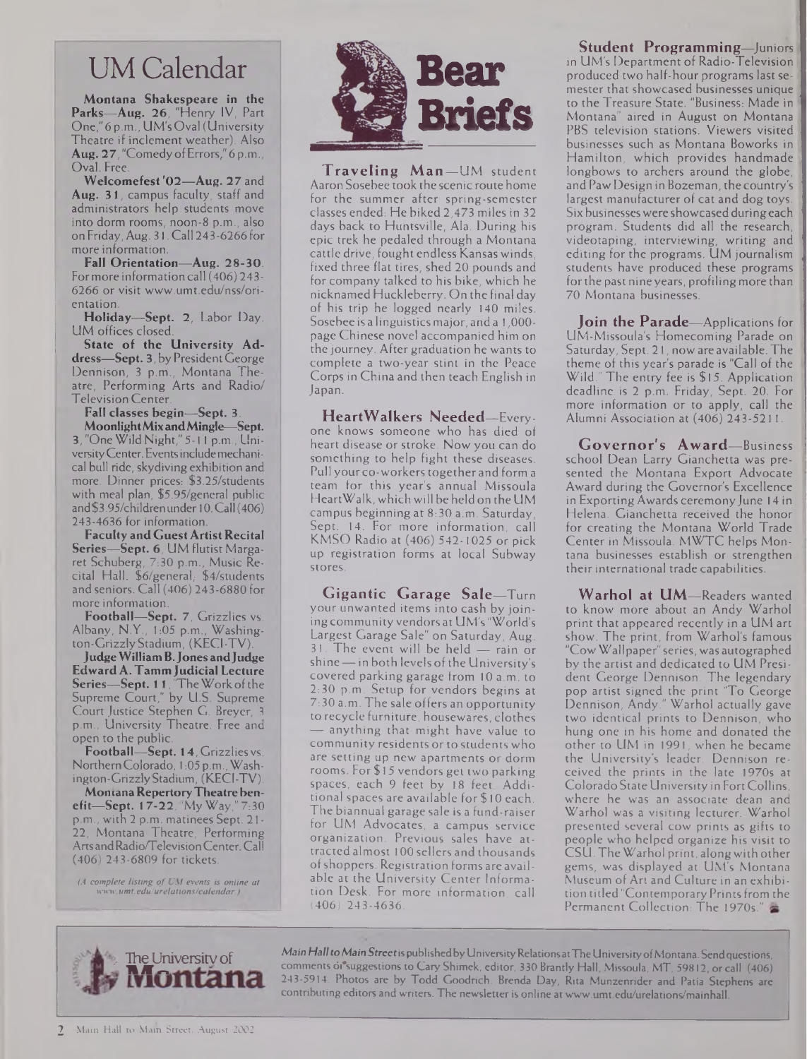# UM Calendar

**Montana Shakespeare in the Parks—Aug. 26**, "Henry IV, Part One," 6 p.m., UM's Oval (University Theatre if inclement weather). Also **Aug. 27**, "Comedy of Errors," 6 p.m., Oval. Free.

**Welcomefest '02—Aug. 27** and **Aug. 31**, campus faculty, staff and administrators help students move into dorm rooms, noon-8 p.m., also on Friday, Aug. 31. Call 243-6266 for more information.

**Fall Orientation—Aug. 28-30.** For more information call (406) 243-6266 or visit www.umt.edu/nss/orientation.

**Holiday—Sept. 2**, Labor Day. UM offices closed.

**State of the University Address—Sept. 3**, by President George Dennison, 3 p.m., Montana Theatre, Performing Arts and Radio/Television Center.

**Fall classes begin—Sept. 3.**

**Moonlight Mix and Mingle—Sept. 3**, "One Wild Night," 5-11 p.m., University Center. Events include mechanical bull ride, skydiving exhibition and more. Dinner prices: $3.25/students with meal plan, $5.95/general public and $3.95/children under 10. Call (406) 243-4636 for information.

**Faculty and Guest Artist Recital Series—Sept. 6**, UM flutist Margaret Schuberg, 7:30 p.m., Music Recital Hall. $6/general; $4/students and seniors. Call (406) 243-6880 for more information.

**Football—Sept. 7**, Grizzlies vs. Albany, N.Y., 1:05 p.m., Washington-Grizzly Stadium, (KECI-TV).

**Judge William B. Jones and Judge Edward A. Tamm Judicial Lecture Series—Sept. 11**, "The Work of the Supreme Court," by U.S. Supreme Court Justice Stephen G. Breyer, 3 p.m., University Theatre. Free and open to the public.

**Football—Sept. 14**, Grizzlies vs. Northern Colorado, 1:05 p.m., Washington-Grizzly Stadium, (KECI-TV).

**Montana Repertory Theatre benefit—Sept. 17-22**, "My Way," 7:30 p.m., with 2 p.m. matinees Sept. 21-22, Montana Theatre, Performing Arts and Radio/Television Center. Call (406) 243-6809 for tickets.

*(A complete listing of UM events is online at www.umt.edu/urelations/calendar.)*

# Bear Briefs

**Traveling Man**—UM student Aaron Sosebee took the scenic route home for the summer after spring-semester classes ended: He biked 2,473 miles in 32 days back to Huntsville, Ala. During his epic trek he pedaled through a Montana cattle drive, fought endless Kansas winds, fixed three flat tires, shed 20 pounds and for company talked to his bike, which he nicknamed Huckleberry. On the final day of his trip he logged nearly 140 miles. Sosebee is a linguistics major, and a 1,000-page Chinese novel accompanied him on the journey. After graduation he wants to complete a two-year stint in the Peace Corps in China and then teach English in Japan.

**HeartWalkers Needed**—Everyone knows someone who has died of heart disease or stroke. Now you can do something to help fight these diseases. Pull your co-workers together and form a team for this year's annual Missoula HeartWalk, which will be held on the UM campus beginning at 8:30 a.m. Saturday, Sept. 14. For more information, call KMSO Radio at (406) 542-1025 or pick up registration forms at local Subway stores.

**Gigantic Garage Sale**—Turn your unwanted items into cash by joining community vendors at UM's "World's Largest Garage Sale" on Saturday, Aug. 31. The event will be held — rain or shine — in both levels of the University's covered parking garage from 10 a.m. to 2:30 p.m. Setup for vendors begins at 7:30 a.m. The sale offers an opportunity to recycle furniture, housewares, clothes — anything that might have value to community residents or to students who are setting up new apartments or dorm rooms. For $15 vendors get two parking spaces, each 9 feet by 18 feet. Additional spaces are available for $10 each. The biannual garage sale is a fund-raiser for UM Advocates, a campus service organization. Previous sales have attracted almost 100 sellers and thousands of shoppers. Registration forms are available at the University Center Information Desk. For more information, call (406) 243-4636.

**Student Programming**—Juniors in UM's Department of Radio-Television produced two half-hour programs last semester that showcased businesses unique to the Treasure State. "Business: Made in Montana" aired in August on Montana PBS television stations. Viewers visited businesses such as Montana Boworks in Hamilton, which provides handmade longbows to archers around the globe, and Paw Design in Bozeman, the country's largest manufacturer of cat and dog toys. Six businesses were showcased during each program. Students did all the research, videotaping, interviewing, writing and editing for the programs. UM journalism students have produced these programs for the past nine years, profiling more than 70 Montana businesses.

**Join the Parade**—Applications for UM-Missoula's Homecoming Parade on Saturday, Sept. 21, now are available. The theme of this year's parade is "Call of the Wild." The entry fee is $15. Application deadline is 2 p.m. Friday, Sept. 20. For more information or to apply, call the Alumni Association at (406) 243-5211.

**Governor's Award**—Business school Dean Larry Gianchetta was presented the Montana Export Advocate Award during the Governor's Excellence in Exporting Awards ceremony June 14 in Helena. Gianchetta received the honor for creating the Montana World Trade Center in Missoula. MWTC helps Montana businesses establish or strengthen their international trade capabilities.

**Warhol at UM**—Readers wanted to know more about an Andy Warhol print that appeared recently in a UM art show. The print, from Warhol's famous "Cow Wallpaper" series, was autographed by the artist and dedicated to UM President George Dennison. The legendary pop artist signed the print "To George Dennison, Andy." Warhol actually gave two identical prints to Dennison, who hung one in his home and donated the other to UM in 1991, when he became the University's leader. Dennison received the prints in the late 1970s at Colorado State University in Fort Collins, where he was an associate dean and Warhol was a visiting lecturer. Warhol presented several cow prints as gifts to people who helped organize his visit to CSU. The Warhol print, along with other gems, was displayed at UM's Montana Museum of Art and Culture in an exhibition titled "Contemporary Prints from the Permanent Collection: The 1970s."

The University of Montana

*Main Hall to Main Street* is published by University Relations at The University of Montana. Send questions, comments or suggestions to Cary Shimek, editor, 330 Brantly Hall, Missoula, MT, 59812, or call (406) 243-5914. Photos are by Todd Goodrich. Brenda Day, Rita Munzenrider and Patia Stephens are contributing editors and writers. The newsletter is online at www.umt.edu/urelations/mainhall.